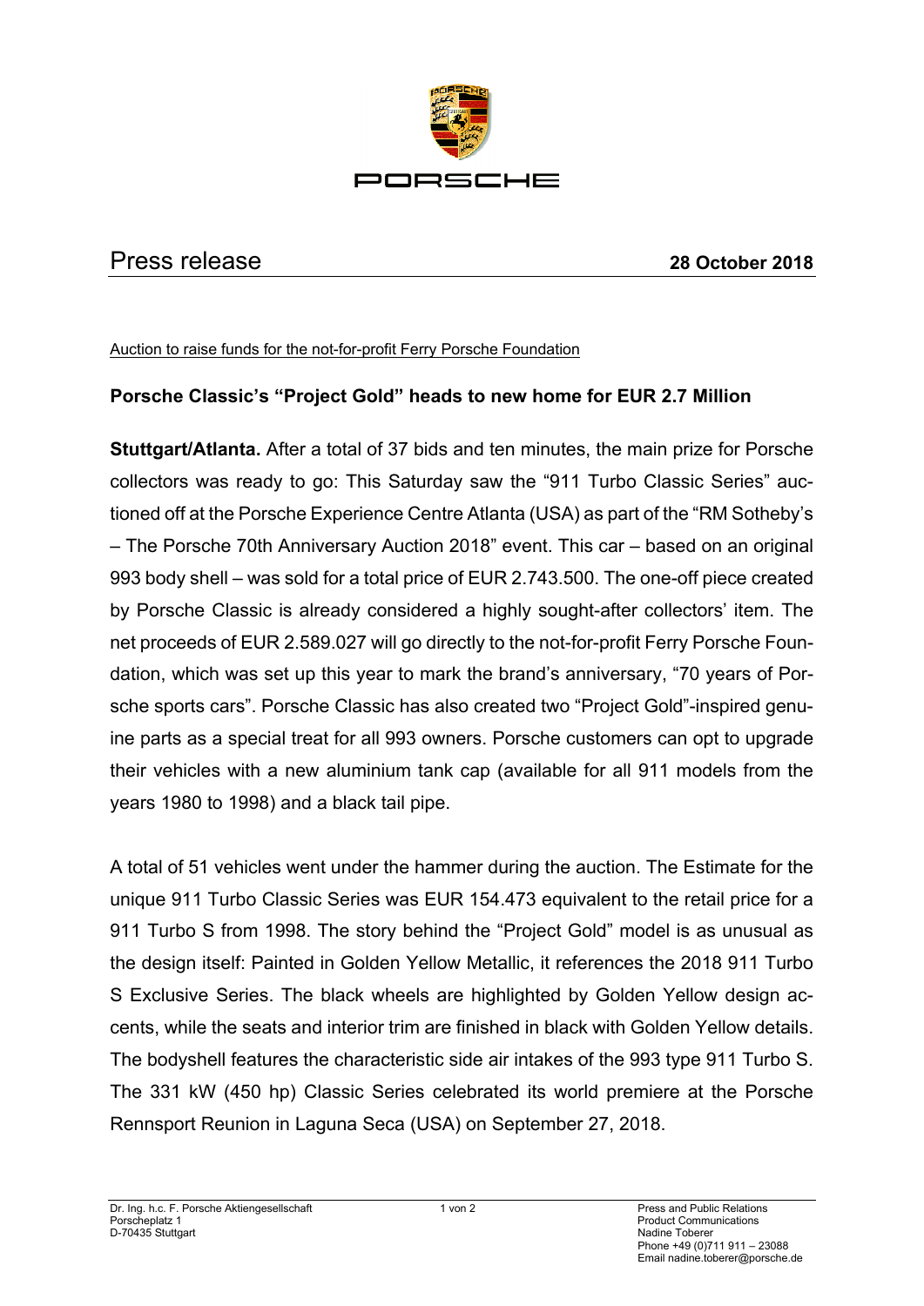# Press release

**28 October 2018**

Auction to raise funds for the not-for-profit Ferry Porsche Foundation

## Porsche Classic's "Project Gold" heads to new home for EUR 2.7 Million

**Stuttgart/Atlanta.** After a total of 37 bids and ten minutes, the main prize for Porsche collectors was ready to go: This Saturday saw the "911 Turbo Classic Series" auctioned off at the Porsche Experience Centre Atlanta (USA) as part of the "RM Sotheby's – The Porsche 70th Anniversary Auction 2018" event. This car – based on an original 993 body shell – was sold for a total price of EUR 2.743.500. The one-off piece created by Porsche Classic is already considered a highly sought-after collectors' item. The net proceeds of EUR 2.589.027 will go directly to the not-for-profit Ferry Porsche Foundation, which was set up this year to mark the brand's anniversary, "70 years of Porsche sports cars". Porsche Classic has also created two "Project Gold"-inspired genuine parts as a special treat for all 993 owners. Porsche customers can opt to upgrade their vehicles with a new aluminium tank cap (available for all 911 models from the years 1980 to 1998) and a black tail pipe.

A total of 51 vehicles went under the hammer during the auction. The Estimate for the unique 911 Turbo Classic Series was EUR 154.473 equivalent to the retail price for a 911 Turbo S from 1998. The story behind the "Project Gold" model is as unusual as the design itself: Painted in Golden Yellow Metallic, it references the 2018 911 Turbo S Exclusive Series. The black wheels are highlighted by Golden Yellow design accents, while the seats and interior trim are finished in black with Golden Yellow details. The bodyshell features the characteristic side air intakes of the 993 type 911 Turbo S. The 331 kW (450 hp) Classic Series celebrated its world premiere at the Porsche Rennsport Reunion in Laguna Seca (USA) on September 27, 2018.

Dr. Ing. h.c. F. Porsche Aktiengesellschaft
Porscheplatz 1
D-70435 Stuttgart

Press and Public Relations
Product Communications
Nadine Toberer
Phone +49 (0)711 911 – 23088
Email nadine.toberer@porsche.de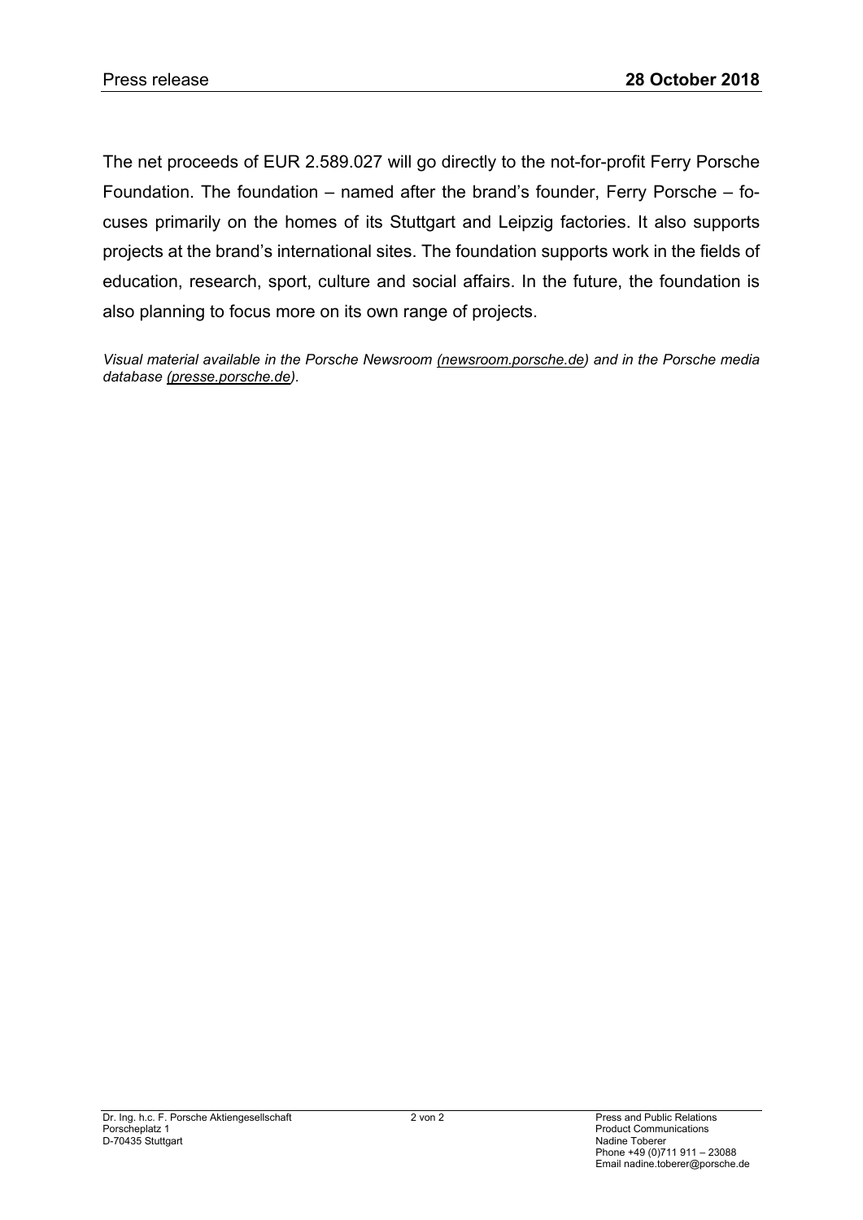The net proceeds of EUR 2.589.027 will go directly to the not-for-profit Ferry Porsche Foundation. The foundation – named after the brand's founder, Ferry Porsche – focuses primarily on the homes of its Stuttgart and Leipzig factories. It also supports projects at the brand's international sites. The foundation supports work in the fields of education, research, sport, culture and social affairs. In the future, the foundation is also planning to focus more on its own range of projects.

*Visual material available in the Porsche Newsroom (newsroom.porsche.de) and in the Porsche media database (presse.porsche.de).*

Dr. Ing. h.c. F. Porsche Aktiengesellschaft
Porscheplatz 1
D-70435 Stuttgart

Press and Public Relations
Product Communications
Nadine Toberer
Phone +49 (0)711 911 – 23088
Email nadine.toberer@porsche.de